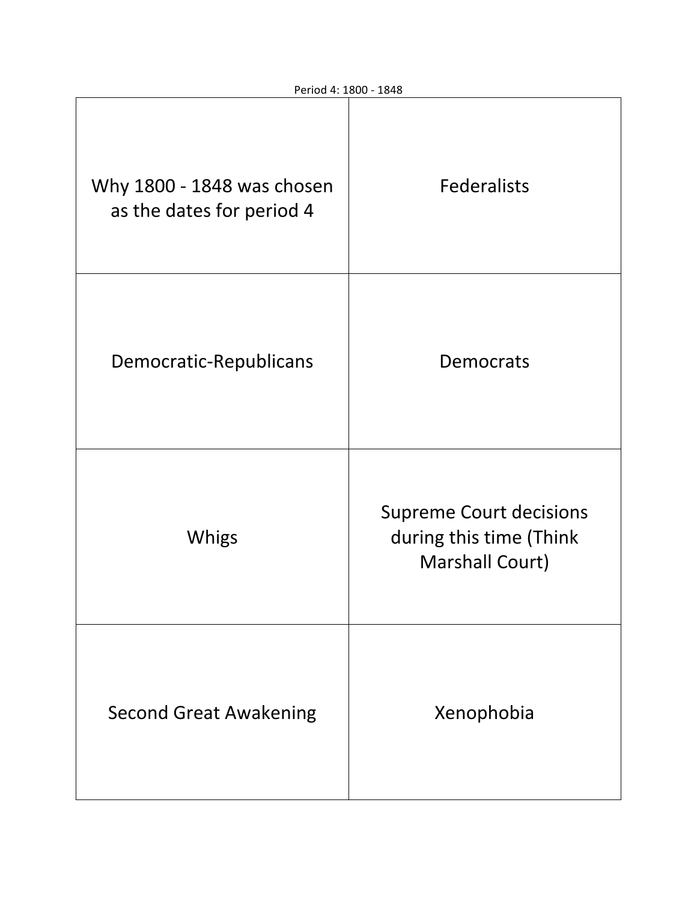Period 4: 1800 - 1848

| Why 1800 - 1848 was chosen as the dates for period 4 | Federalists |
| --- | --- |
| Democratic-Republicans | Democrats |
| Whigs | Supreme Court decisions during this time (Think Marshall Court) |
| Second Great Awakening | Xenophobia |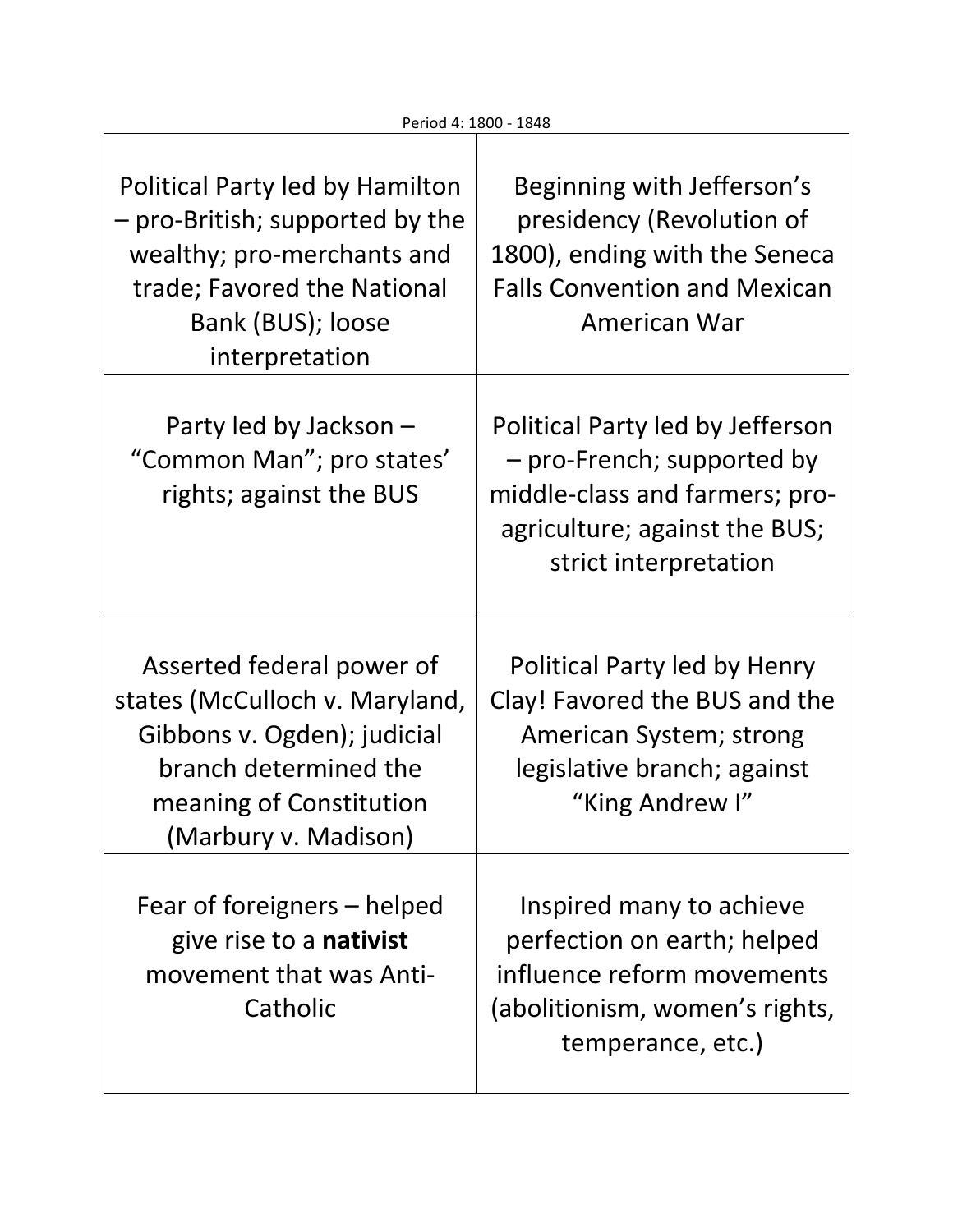Period 4: 1800 - 1848

| | |
|---|---|
| Political Party led by Hamilton – pro-British; supported by the wealthy; pro-merchants and trade; Favored the National Bank (BUS); loose interpretation | Beginning with Jefferson's presidency (Revolution of 1800), ending with the Seneca Falls Convention and Mexican American War |
| Party led by Jackson – "Common Man"; pro states' rights; against the BUS | Political Party led by Jefferson – pro-French; supported by middle-class and farmers; pro-agriculture; against the BUS; strict interpretation |
| Asserted federal power of states (McCulloch v. Maryland, Gibbons v. Ogden); judicial branch determined the meaning of Constitution (Marbury v. Madison) | Political Party led by Henry Clay! Favored the BUS and the American System; strong legislative branch; against "King Andrew I" |
| Fear of foreigners – helped give rise to a **nativist** movement that was Anti-Catholic | Inspired many to achieve perfection on earth; helped influence reform movements (abolitionism, women's rights, temperance, etc.) |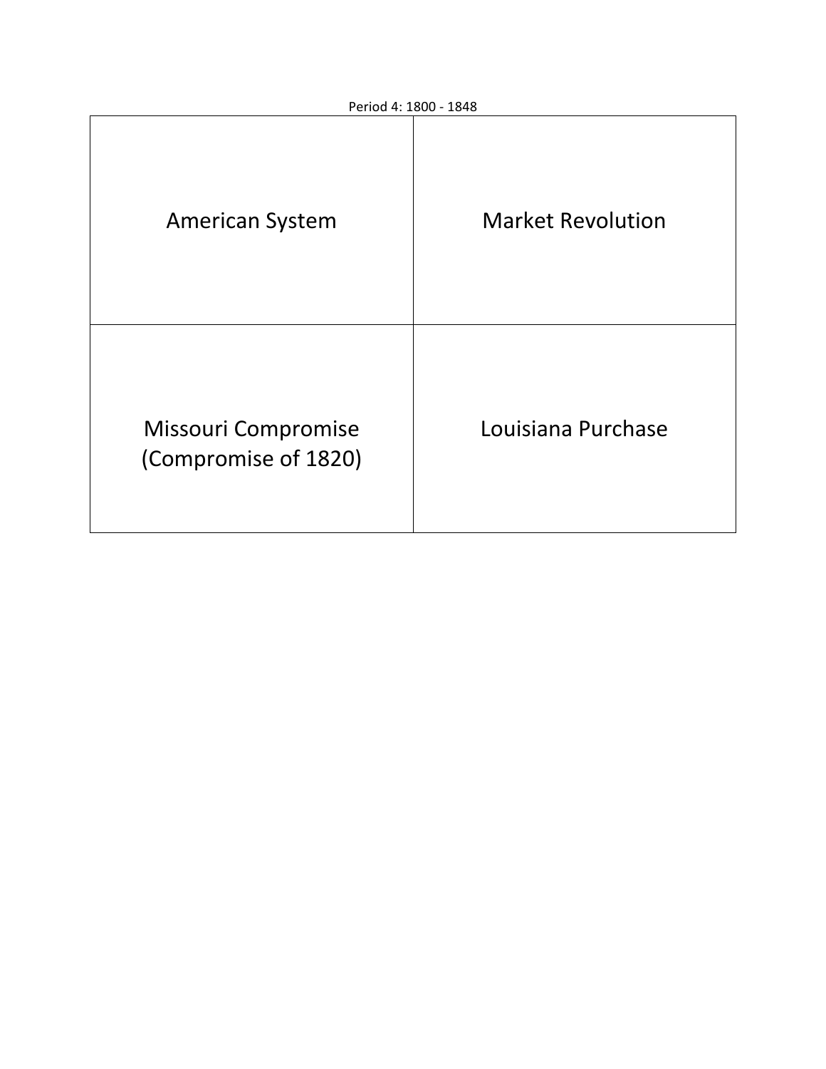Period 4: 1800 - 1848

| | |
|---|---|
| American System | Market Revolution |
| Missouri Compromise (Compromise of 1820) | Louisiana Purchase |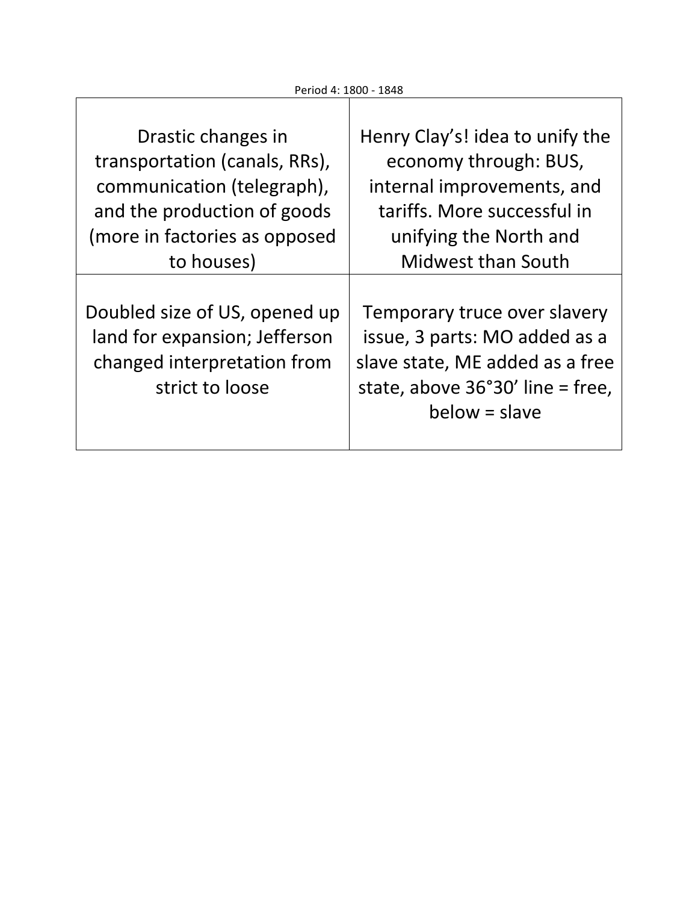Period 4: 1800 - 1848

| | |
|---|---|
| Drastic changes in transportation (canals, RRs), communication (telegraph), and the production of goods (more in factories as opposed to houses) | Henry Clay's! idea to unify the economy through: BUS, internal improvements, and tariffs. More successful in unifying the North and Midwest than South |
| Doubled size of US, opened up land for expansion; Jefferson changed interpretation from strict to loose | Temporary truce over slavery issue, 3 parts: MO added as a slave state, ME added as a free state, above 36°30' line = free, below = slave |